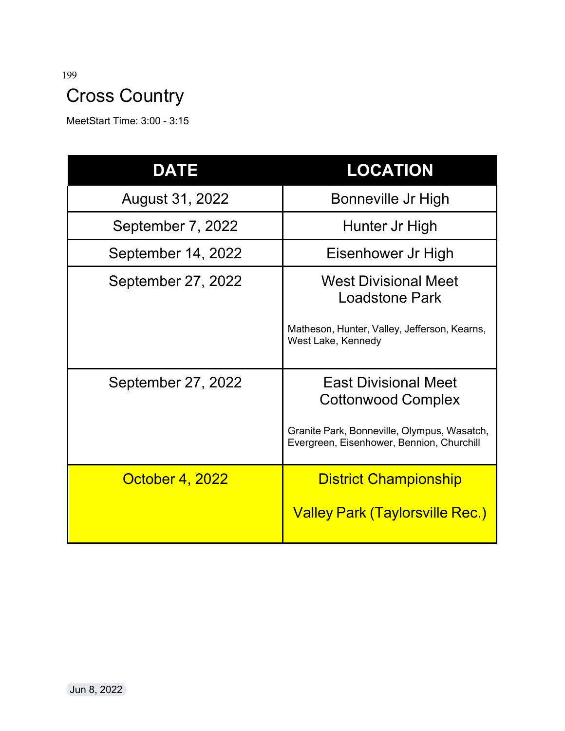# Cross Country

MeetStart Time: 3:00 - 3:15

| DATE | LOCATION |
| --- | --- |
| August 31, 2022 | Bonneville Jr High |
| September 7, 2022 | Hunter Jr High |
| September 14, 2022 | Eisenhower Jr High |
| September 27, 2022 | West Divisional Meet<br>Loadstone Park<br><br>Matheson, Hunter, Valley, Jefferson, Kearns, West Lake, Kennedy |
| September 27, 2022 | East Divisional Meet<br>Cottonwood Complex<br><br>Granite Park, Bonneville, Olympus, Wasatch, Evergreen, Eisenhower, Bennion, Churchill |
| October 4, 2022 | District Championship<br><br>Valley Park (Taylorsville Rec.) |

Jun 8, 2022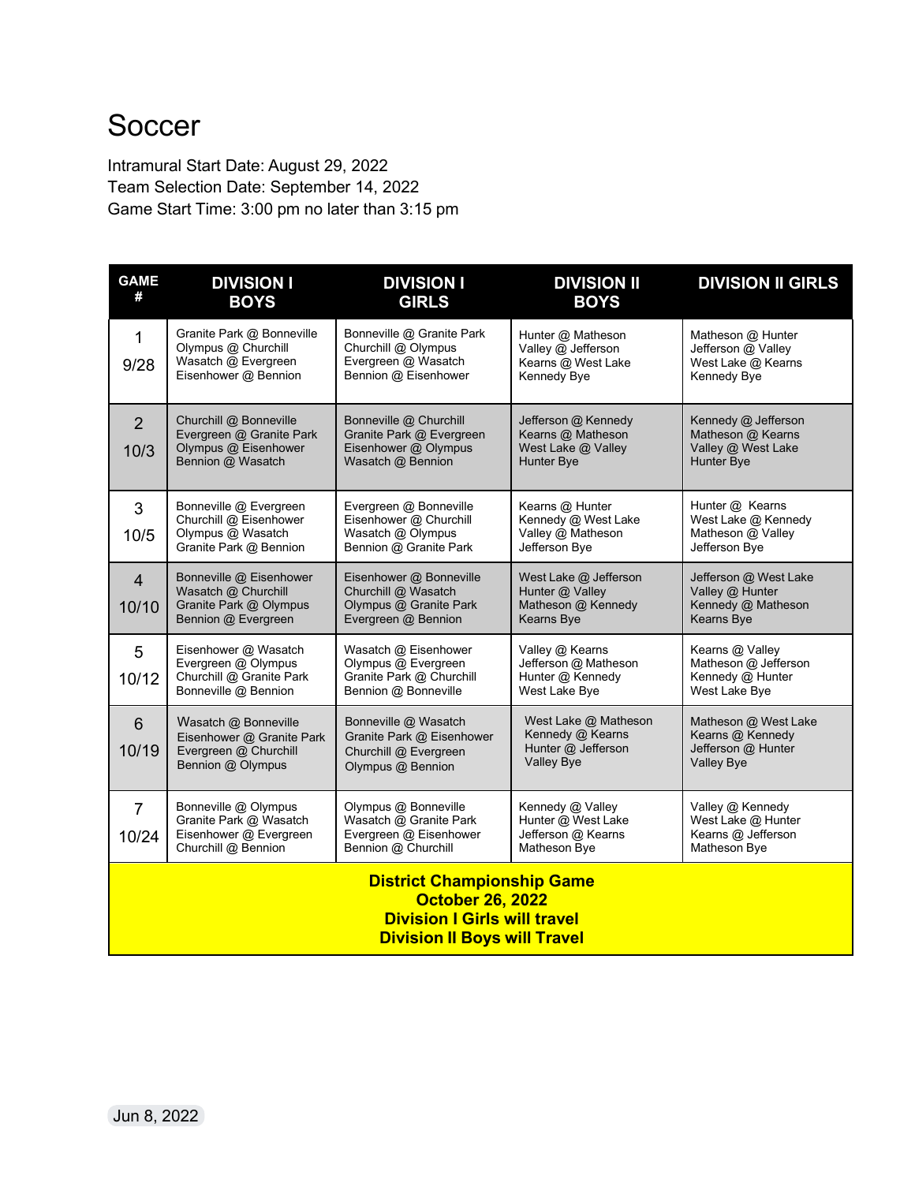# Soccer

Intramural Start Date: August 29, 2022
Team Selection Date: September 14, 2022
Game Start Time: 3:00 pm no later than 3:15 pm

| GAME # | DIVISION I BOYS | DIVISION I GIRLS | DIVISION II BOYS | DIVISION II GIRLS |
|---|---|---|---|---|
| 1<br>9/28 | Granite Park @ Bonneville<br>Olympus @ Churchill<br>Wasatch @ Evergreen<br>Eisenhower @ Bennion | Bonneville @ Granite Park<br>Churchill @ Olympus<br>Evergreen @ Wasatch<br>Bennion @ Eisenhower | Hunter @ Matheson<br>Valley @ Jefferson<br>Kearns @ West Lake<br>Kennedy Bye | Matheson @ Hunter<br>Jefferson @ Valley<br>West Lake @ Kearns<br>Kennedy Bye |
| 2<br>10/3 | Churchill @ Bonneville<br>Evergreen @ Granite Park<br>Olympus @ Eisenhower<br>Bennion @ Wasatch | Bonneville @ Churchill<br>Granite Park @ Evergreen<br>Eisenhower @ Olympus<br>Wasatch @ Bennion | Jefferson @ Kennedy<br>Kearns @ Matheson<br>West Lake @ Valley<br>Hunter Bye | Kennedy @ Jefferson<br>Matheson @ Kearns<br>Valley @ West Lake<br>Hunter Bye |
| 3<br>10/5 | Bonneville @ Evergreen<br>Churchill @ Eisenhower<br>Olympus @ Wasatch<br>Granite Park @ Bennion | Evergreen @ Bonneville<br>Eisenhower @ Churchill<br>Wasatch @ Olympus<br>Bennion @ Granite Park | Kearns @ Hunter<br>Kennedy @ West Lake<br>Valley @ Matheson<br>Jefferson Bye | Hunter @ Kearns<br>West Lake @ Kennedy<br>Matheson @ Valley<br>Jefferson Bye |
| 4<br>10/10 | Bonneville @ Eisenhower<br>Wasatch @ Churchill<br>Granite Park @ Olympus<br>Bennion @ Evergreen | Eisenhower @ Bonneville<br>Churchill @ Wasatch<br>Olympus @ Granite Park<br>Evergreen @ Bennion | West Lake @ Jefferson<br>Hunter @ Valley<br>Matheson @ Kennedy<br>Kearns Bye | Jefferson @ West Lake<br>Valley @ Hunter<br>Kennedy @ Matheson<br>Kearns Bye |
| 5<br>10/12 | Eisenhower @ Wasatch<br>Evergreen @ Olympus<br>Churchill @ Granite Park<br>Bonneville @ Bennion | Wasatch @ Eisenhower<br>Olympus @ Evergreen<br>Granite Park @ Churchill<br>Bennion @ Bonneville | Valley @ Kearns<br>Jefferson @ Matheson<br>Hunter @ Kennedy<br>West Lake Bye | Kearns @ Valley<br>Matheson @ Jefferson<br>Kennedy @ Hunter<br>West Lake Bye |
| 6<br>10/19 | Wasatch @ Bonneville<br>Eisenhower @ Granite Park<br>Evergreen @ Churchill<br>Bennion @ Olympus | Bonneville @ Wasatch<br>Granite Park @ Eisenhower<br>Churchill @ Evergreen<br>Olympus @ Bennion | West Lake @ Matheson<br>Kennedy @ Kearns<br>Hunter @ Jefferson<br>Valley Bye | Matheson @ West Lake<br>Kearns @ Kennedy<br>Jefferson @ Hunter<br>Valley Bye |
| 7<br>10/24 | Bonneville @ Olympus<br>Granite Park @ Wasatch<br>Eisenhower @ Evergreen<br>Churchill @ Bennion | Olympus @ Bonneville<br>Wasatch @ Granite Park<br>Evergreen @ Eisenhower<br>Bennion @ Churchill | Kennedy @ Valley<br>Hunter @ West Lake<br>Jefferson @ Kearns<br>Matheson Bye | Valley @ Kennedy<br>West Lake @ Hunter<br>Kearns @ Jefferson<br>Matheson Bye |
| **District Championship Game<br>October 26, 2022<br>Division I Girls will travel<br>Division II Boys will Travel** | | | | |

Jun 8, 2022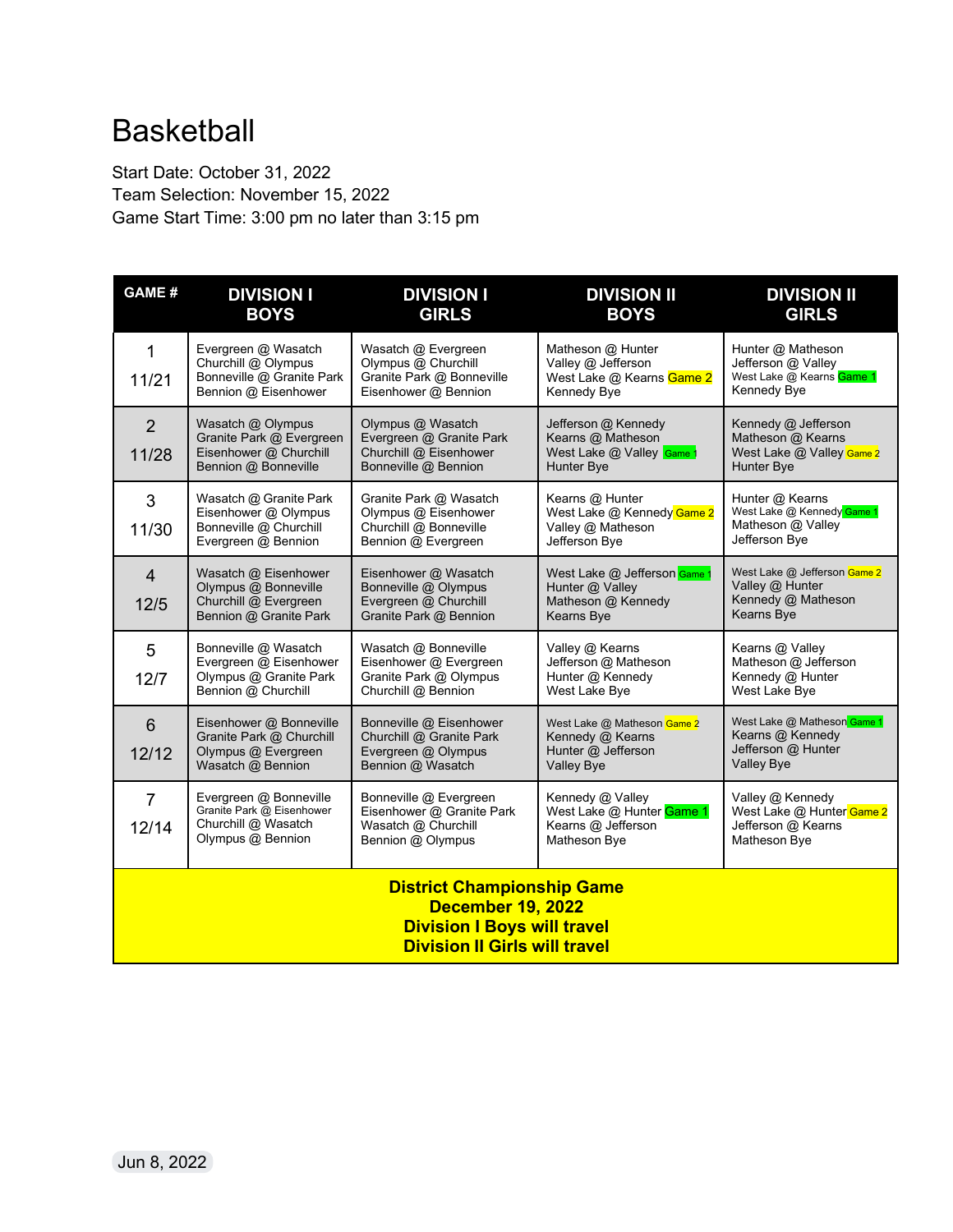# Basketball

Start Date: October 31, 2022
Team Selection: November 15, 2022
Game Start Time: 3:00 pm no later than 3:15 pm

| GAME # | DIVISION I BOYS | DIVISION I GIRLS | DIVISION II BOYS | DIVISION II GIRLS |
|---|---|---|---|---|
| 1<br>11/21 | Evergreen @ Wasatch<br>Churchill @ Olympus<br>Bonneville @ Granite Park<br>Bennion @ Eisenhower | Wasatch @ Evergreen<br>Olympus @ Churchill<br>Granite Park @ Bonneville<br>Eisenhower @ Bennion | Matheson @ Hunter<br>Valley @ Jefferson<br>West Lake @ Kearns Game 2<br>Kennedy Bye | Hunter @ Matheson<br>Jefferson @ Valley<br>West Lake @ Kearns Game 1<br>Kennedy Bye |
| 2<br>11/28 | Wasatch @ Olympus<br>Granite Park @ Evergreen<br>Eisenhower @ Churchill<br>Bennion @ Bonneville | Olympus @ Wasatch<br>Evergreen @ Granite Park<br>Churchill @ Eisenhower<br>Bonneville @ Bennion | Jefferson @ Kennedy<br>Kearns @ Matheson<br>West Lake @ Valley Game 1<br>Hunter Bye | Kennedy @ Jefferson<br>Matheson @ Kearns<br>West Lake @ Valley Game 2<br>Hunter Bye |
| 3<br>11/30 | Wasatch @ Granite Park<br>Eisenhower @ Olympus<br>Bonneville @ Churchill<br>Evergreen @ Bennion | Granite Park @ Wasatch<br>Olympus @ Eisenhower<br>Churchill @ Bonneville<br>Bennion @ Evergreen | Kearns @ Hunter<br>West Lake @ Kennedy Game 2<br>Valley @ Matheson<br>Jefferson Bye | Hunter @ Kearns<br>West Lake @ Kennedy Game 1<br>Matheson @ Valley<br>Jefferson Bye |
| 4<br>12/5 | Wasatch @ Eisenhower<br>Olympus @ Bonneville<br>Churchill @ Evergreen<br>Bennion @ Granite Park | Eisenhower @ Wasatch<br>Bonneville @ Olympus<br>Evergreen @ Churchill<br>Granite Park @ Bennion | West Lake @ Jefferson Game 1<br>Hunter @ Valley<br>Matheson @ Kennedy<br>Kearns Bye | West Lake @ Jefferson Game 2<br>Valley @ Hunter<br>Kennedy @ Matheson<br>Kearns Bye |
| 5<br>12/7 | Bonneville @ Wasatch<br>Evergreen @ Eisenhower<br>Olympus @ Granite Park<br>Bennion @ Churchill | Wasatch @ Bonneville<br>Eisenhower @ Evergreen<br>Granite Park @ Olympus<br>Churchill @ Bennion | Valley @ Kearns<br>Jefferson @ Matheson<br>Hunter @ Kennedy<br>West Lake Bye | Kearns @ Valley<br>Matheson @ Jefferson<br>Kennedy @ Hunter<br>West Lake Bye |
| 6<br>12/12 | Eisenhower @ Bonneville<br>Granite Park @ Churchill<br>Olympus @ Evergreen<br>Wasatch @ Bennion | Bonneville @ Eisenhower<br>Churchill @ Granite Park<br>Evergreen @ Olympus<br>Bennion @ Wasatch | West Lake @ Matheson Game 2<br>Kennedy @ Kearns<br>Hunter @ Jefferson<br>Valley Bye | West Lake @ Matheson Game 1<br>Kearns @ Kennedy<br>Jefferson @ Hunter<br>Valley Bye |
| 7<br>12/14 | Evergreen @ Bonneville<br>Granite Park @ Eisenhower<br>Churchill @ Wasatch<br>Olympus @ Bennion | Bonneville @ Evergreen<br>Eisenhower @ Granite Park<br>Wasatch @ Churchill<br>Bennion @ Olympus | Kennedy @ Valley<br>West Lake @ Hunter Game 1<br>Kearns @ Jefferson<br>Matheson Bye | Valley @ Kennedy<br>West Lake @ Hunter Game 2<br>Jefferson @ Kearns<br>Matheson Bye |

**District Championship Game**
**December 19, 2022**
**Division I Boys will travel**
**Division II Girls will travel**

Jun 8, 2022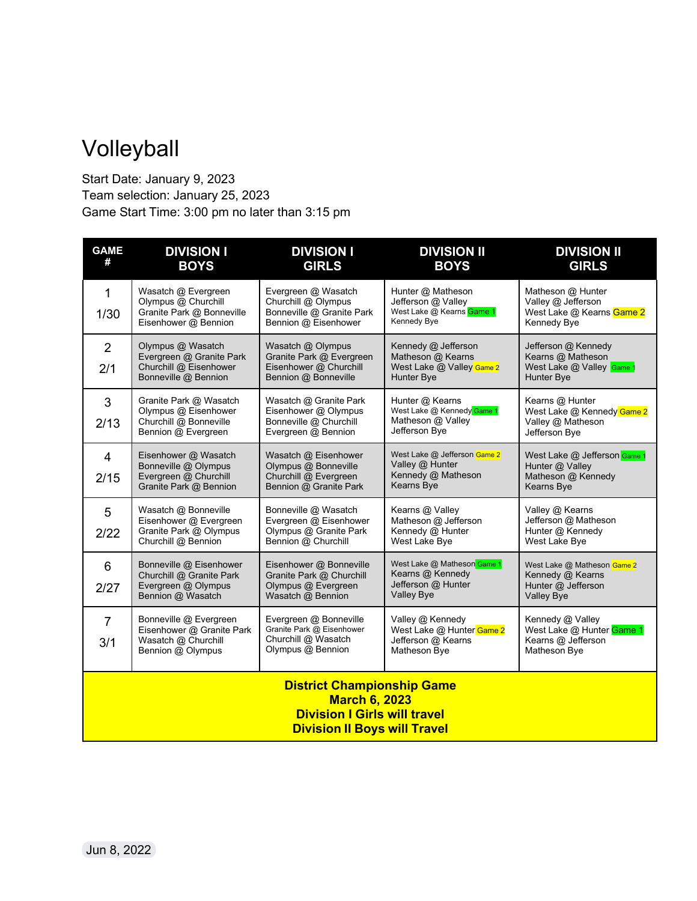# Volleyball

Start Date: January 9, 2023
Team selection: January 25, 2023
Game Start Time: 3:00 pm no later than 3:15 pm

| GAME # | DIVISION I BOYS | DIVISION I GIRLS | DIVISION II BOYS | DIVISION II GIRLS |
|---|---|---|---|---|
| 1<br>1/30 | Wasatch @ Evergreen<br>Olympus @ Churchill<br>Granite Park @ Bonneville<br>Eisenhower @ Bennion | Evergreen @ Wasatch<br>Churchill @ Olympus<br>Bonneville @ Granite Park<br>Bennion @ Eisenhower | Hunter @ Matheson<br>Jefferson @ Valley<br>West Lake @ Kearns Game 1<br>Kennedy Bye | Matheson @ Hunter<br>Valley @ Jefferson<br>West Lake @ Kearns Game 2<br>Kennedy Bye |
| 2<br>2/1 | Olympus @ Wasatch<br>Evergreen @ Granite Park<br>Churchill @ Eisenhower<br>Bonneville @ Bennion | Wasatch @ Olympus<br>Granite Park @ Evergreen<br>Eisenhower @ Churchill<br>Bennion @ Bonneville | Kennedy @ Jefferson<br>Matheson @ Kearns<br>West Lake @ Valley Game 2<br>Hunter Bye | Jefferson @ Kennedy<br>Kearns @ Matheson<br>West Lake @ Valley Game 1<br>Hunter Bye |
| 3<br>2/13 | Granite Park @ Wasatch<br>Olympus @ Eisenhower<br>Churchill @ Bonneville<br>Bennion @ Evergreen | Wasatch @ Granite Park<br>Eisenhower @ Olympus<br>Bonneville @ Churchill<br>Evergreen @ Bennion | Hunter @ Kearns<br>West Lake @ Kennedy Game 1<br>Matheson @ Valley<br>Jefferson Bye | Kearns @ Hunter<br>West Lake @ Kennedy Game 2<br>Valley @ Matheson<br>Jefferson Bye |
| 4<br>2/15 | Eisenhower @ Wasatch<br>Bonneville @ Olympus<br>Evergreen @ Churchill<br>Granite Park @ Bennion | Wasatch @ Eisenhower<br>Olympus @ Bonneville<br>Churchill @ Evergreen<br>Bennion @ Granite Park | West Lake @ Jefferson Game 2<br>Valley @ Hunter<br>Kennedy @ Matheson<br>Kearns Bye | West Lake @ Jefferson Game 1<br>Hunter @ Valley<br>Matheson @ Kennedy<br>Kearns Bye |
| 5<br>2/22 | Wasatch @ Bonneville<br>Eisenhower @ Evergreen<br>Granite Park @ Olympus<br>Churchill @ Bennion | Bonneville @ Wasatch<br>Evergreen @ Eisenhower<br>Olympus @ Granite Park<br>Bennion @ Churchill | Kearns @ Valley<br>Matheson @ Jefferson<br>Kennedy @ Hunter<br>West Lake Bye | Valley @ Kearns<br>Jefferson @ Matheson<br>Hunter @ Kennedy<br>West Lake Bye |
| 6<br>2/27 | Bonneville @ Eisenhower<br>Churchill @ Granite Park<br>Evergreen @ Olympus<br>Bennion @ Wasatch | Eisenhower @ Bonneville<br>Granite Park @ Churchill<br>Olympus @ Evergreen<br>Wasatch @ Bennion | West Lake @ Matheson Game 1<br>Kearns @ Kennedy<br>Jefferson @ Hunter<br>Valley Bye | West Lake @ Matheson Game 2<br>Kennedy @ Kearns<br>Hunter @ Jefferson<br>Valley Bye |
| 7<br>3/1 | Bonneville @ Evergreen<br>Eisenhower @ Granite Park<br>Wasatch @ Churchill<br>Bennion @ Olympus | Evergreen @ Bonneville<br>Granite Park @ Eisenhower<br>Churchill @ Wasatch<br>Olympus @ Bennion | Valley @ Kennedy<br>West Lake @ Hunter Game 2<br>Jefferson @ Kearns<br>Matheson Bye | Kennedy @ Valley<br>West Lake @ Hunter Game 1<br>Kearns @ Jefferson<br>Matheson Bye |

**District Championship Game**
**March 6, 2023**
**Division I Girls will travel**
**Division II Boys will Travel**

Jun 8, 2022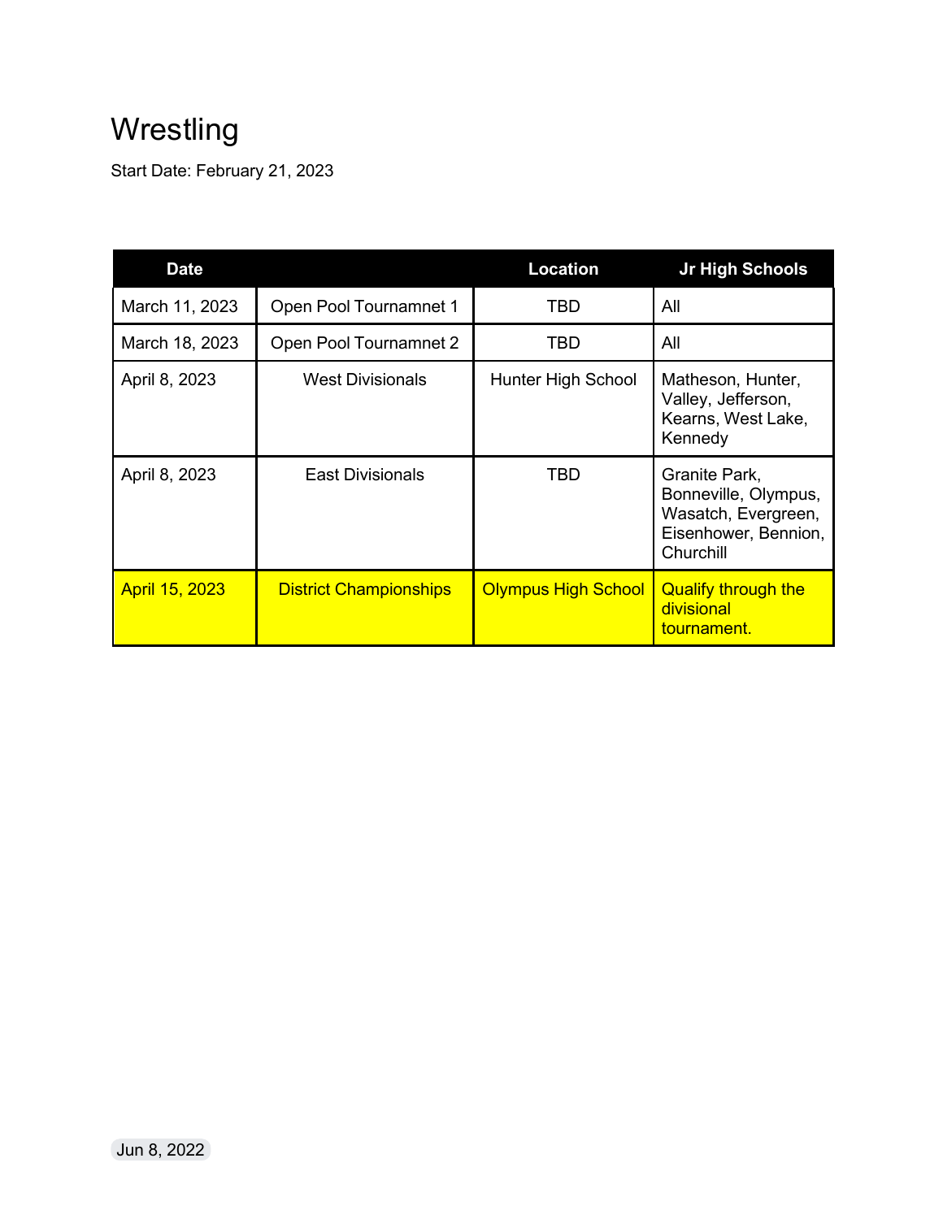# Wrestling

Start Date: February 21, 2023

| Date | | Location | Jr High Schools |
|---|---|---|---|
| March 11, 2023 | Open Pool Tournamnet 1 | TBD | All |
| March 18, 2023 | Open Pool Tournamnet 2 | TBD | All |
| April 8, 2023 | West Divisionals | Hunter High School | Matheson, Hunter, Valley, Jefferson, Kearns, West Lake, Kennedy |
| April 8, 2023 | East Divisionals | TBD | Granite Park, Bonneville, Olympus, Wasatch, Evergreen, Eisenhower, Bennion, Churchill |
| April 15, 2023 | District Championships | Olympus High School | Qualify through the divisional tournament. |

Jun 8, 2022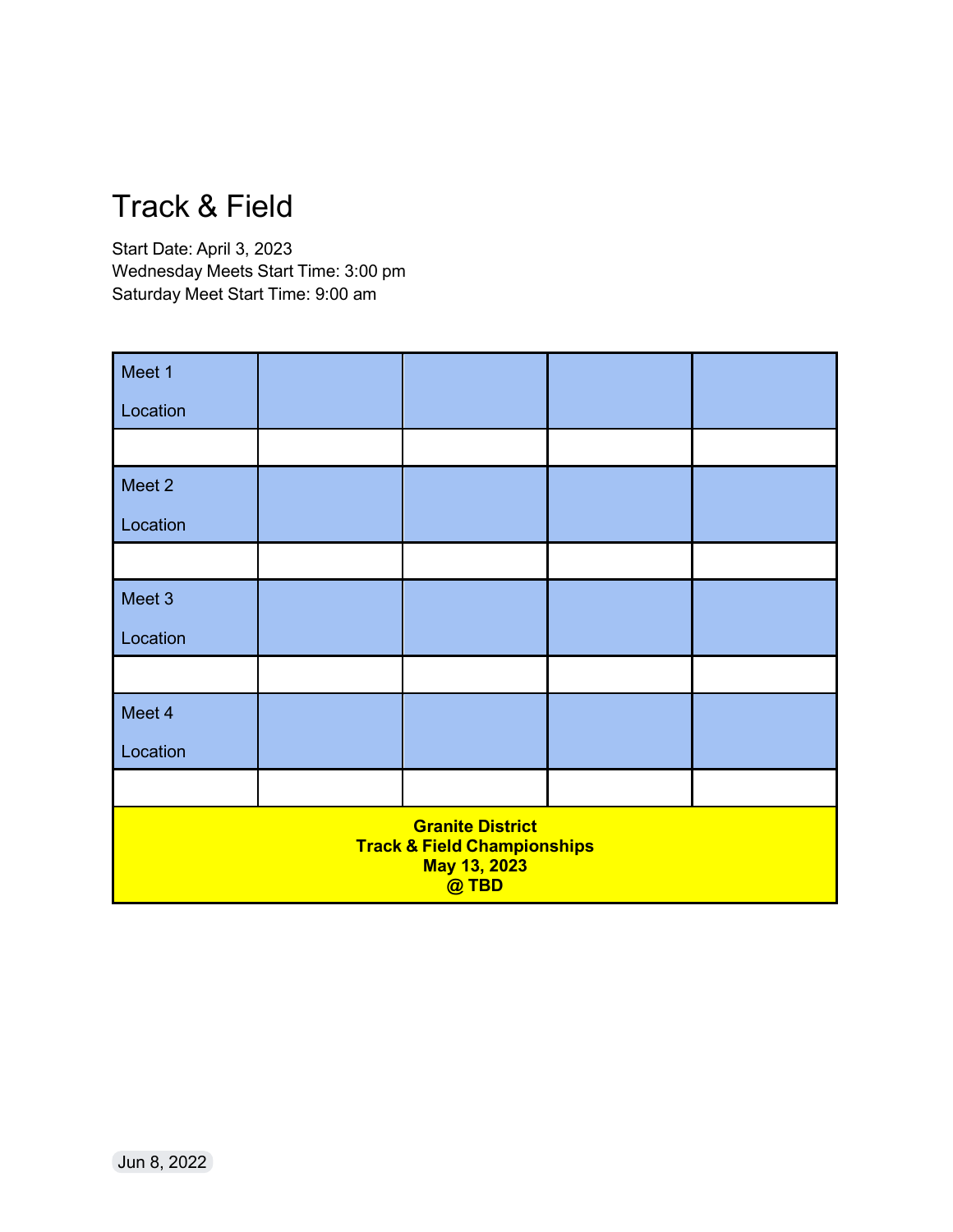# Track & Field

Start Date: April 3, 2023
Wednesday Meets Start Time: 3:00 pm
Saturday Meet Start Time: 9:00 am

| | | | | |
|---|---|---|---|---|
| Meet 1<br><br>Location | | | | |
| | | | | |
| Meet 2<br><br>Location | | | | |
| | | | | |
| Meet 3<br><br>Location | | | | |
| | | | | |
| Meet 4<br><br>Location | | | | |
| | | | | |
| **Granite District<br>Track & Field Championships<br>May 13, 2023<br>@ TBD** | | | | |

Jun 8, 2022